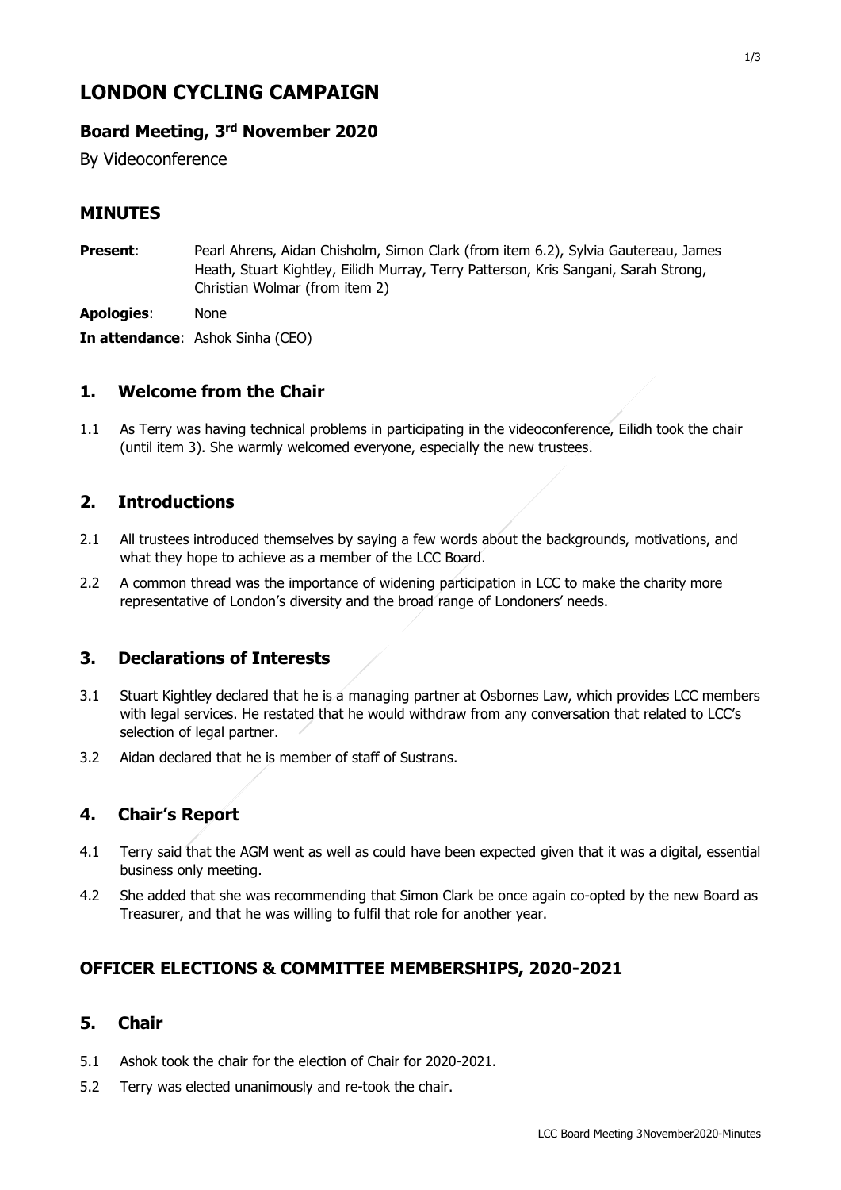# LONDON CYCLING CAMPAIGN

## Board Meeting, 3rd November 2020

By Videoconference

## MINUTES

**Present**: Pearl Ahrens, Aidan Chisholm, Simon Clark (from item 6.2), Sylvia Gautereau, James Heath, Stuart Kightley, Eilidh Murray, Terry Patterson, Kris Sangani, Sarah Strong, Christian Wolmar (from item 2)

**Apologies**: None

**In attendance**: Ashok Sinha (CEO)

## 1. Welcome from the Chair

1.1 As Terry was having technical problems in participating in the videoconference, Eilidh took the chair (until item 3). She warmly welcomed everyone, especially the new trustees.

## 2. Introductions

2.1 All trustees introduced themselves by saying a few words about the backgrounds, motivations, and what they hope to achieve as a member of the LCC Board.

2.2 A common thread was the importance of widening participation in LCC to make the charity more representative of London's diversity and the broad range of Londoners' needs.

## 3. Declarations of Interests

3.1 Stuart Kightley declared that he is a managing partner at Osbornes Law, which provides LCC members with legal services. He restated that he would withdraw from any conversation that related to LCC's selection of legal partner.

3.2 Aidan declared that he is member of staff of Sustrans.

## 4. Chair's Report

4.1 Terry said that the AGM went as well as could have been expected given that it was a digital, essential business only meeting.

4.2 She added that she was recommending that Simon Clark be once again co-opted by the new Board as Treasurer, and that he was willing to fulfil that role for another year.

## OFFICER ELECTIONS & COMMITTEE MEMBERSHIPS, 2020-2021

## 5. Chair

5.1 Ashok took the chair for the election of Chair for 2020-2021.

5.2 Terry was elected unanimously and re-took the chair.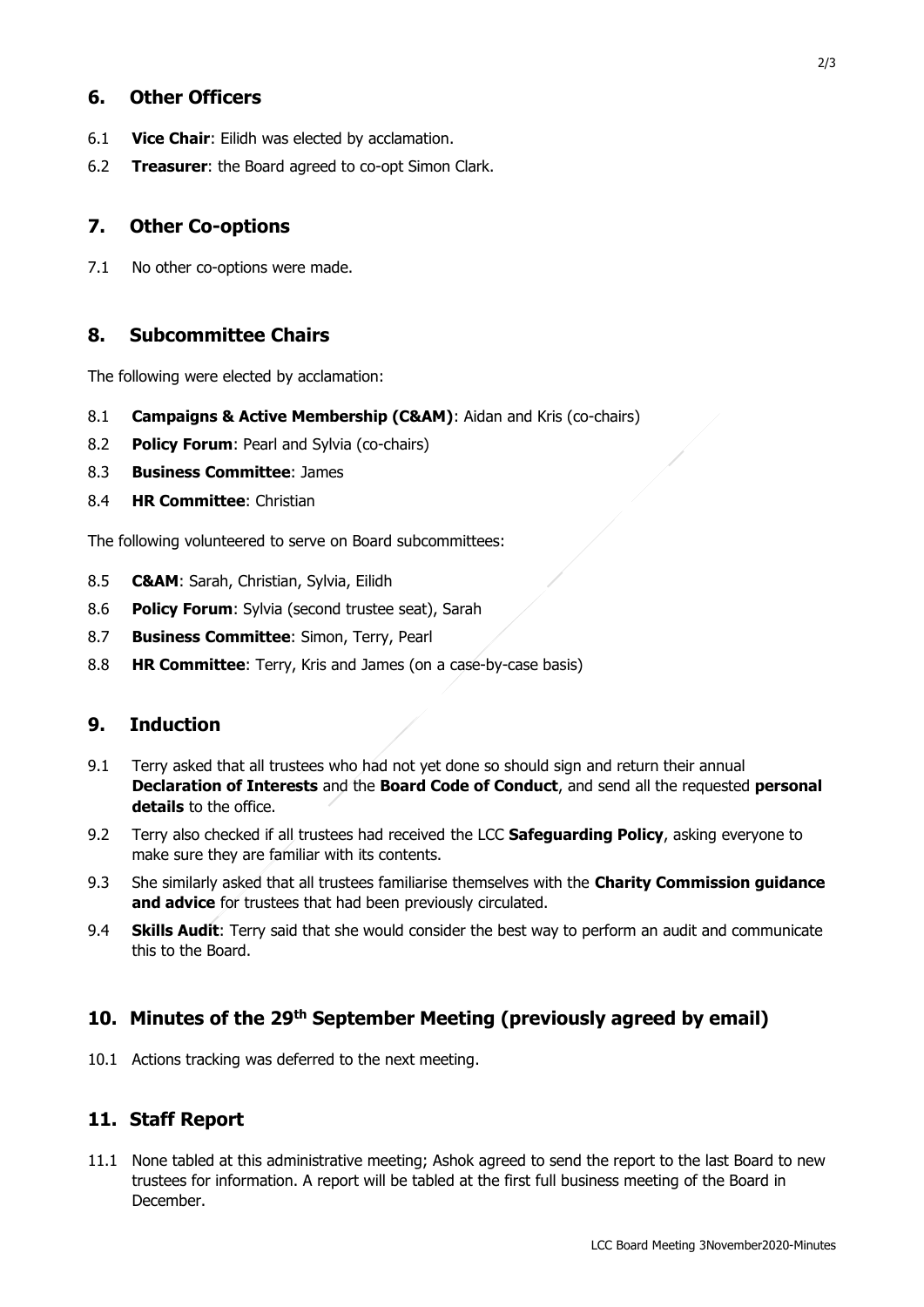## 6. Other Officers

6.1 **Vice Chair**: Eilidh was elected by acclamation.

6.2 **Treasurer**: the Board agreed to co-opt Simon Clark.

## 7. Other Co-options

7.1 No other co-options were made.

## 8. Subcommittee Chairs

The following were elected by acclamation:

8.1 **Campaigns & Active Membership (C&AM)**: Aidan and Kris (co-chairs)

8.2 **Policy Forum**: Pearl and Sylvia (co-chairs)

8.3 **Business Committee**: James

8.4 **HR Committee**: Christian

The following volunteered to serve on Board subcommittees:

8.5 **C&AM**: Sarah, Christian, Sylvia, Eilidh

8.6 **Policy Forum**: Sylvia (second trustee seat), Sarah

8.7 **Business Committee**: Simon, Terry, Pearl

8.8 **HR Committee**: Terry, Kris and James (on a case-by-case basis)

## 9. Induction

9.1 Terry asked that all trustees who had not yet done so should sign and return their annual **Declaration of Interests** and the **Board Code of Conduct**, and send all the requested **personal details** to the office.

9.2 Terry also checked if all trustees had received the LCC **Safeguarding Policy**, asking everyone to make sure they are familiar with its contents.

9.3 She similarly asked that all trustees familiarise themselves with the **Charity Commission guidance and advice** for trustees that had been previously circulated.

9.4 **Skills Audit**: Terry said that she would consider the best way to perform an audit and communicate this to the Board.

## 10. Minutes of the 29th September Meeting (previously agreed by email)

10.1 Actions tracking was deferred to the next meeting.

## 11. Staff Report

11.1 None tabled at this administrative meeting; Ashok agreed to send the report to the last Board to new trustees for information. A report will be tabled at the first full business meeting of the Board in December.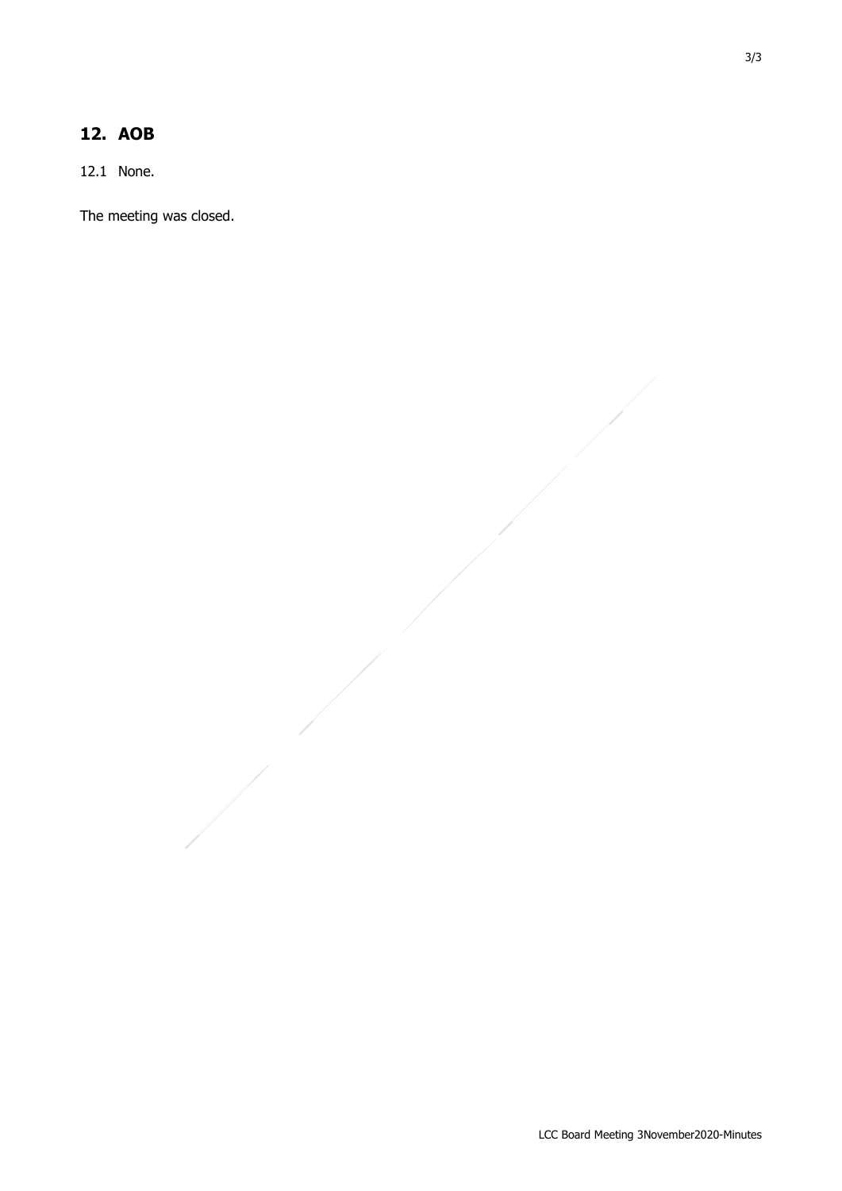## 12. AOB

12.1 None.

The meeting was closed.